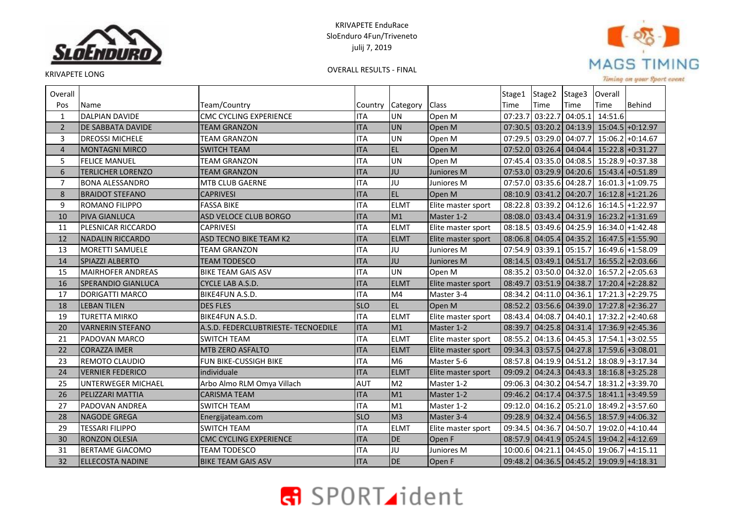KRIVAPETE EnduRace
SloEnduro 4Fun/Triveneto
julij 7, 2019

KRIVAPETE LONG

OVERALL RESULTS - FINAL

| Overall Pos | Name | Team/Country | Country | Category | Class | Stage1 Time | Stage2 Time | Stage3 Time | Overall Time | Behind |
|---|---|---|---|---|---|---|---|---|---|---|
| 1 | DALPIAN DAVIDE | CMC CYCLING EXPERIENCE | ITA | UN | Open M | 07:23.7 | 03:22.7 | 04:05.1 | 14:51.6 | |
| 2 | DE SABBATA DAVIDE | TEAM GRANZON | ITA | UN | Open M | 07:30.5 | 03:20.2 | 04:13.9 | 15:04.5 | +0:12.97 |
| 3 | DREOSSI MICHELE | TEAM GRANZON | ITA | UN | Open M | 07:29.5 | 03:29.0 | 04:07.7 | 15:06.2 | +0:14.67 |
| 4 | MONTAGNI MIRCO | SWITCH TEAM | ITA | EL | Open M | 07:52.0 | 03:26.4 | 04:04.4 | 15:22.8 | +0:31.27 |
| 5 | FELICE MANUEL | TEAM GRANZON | ITA | UN | Open M | 07:45.4 | 03:35.0 | 04:08.5 | 15:28.9 | +0:37.38 |
| 6 | TERLICHER LORENZO | TEAM GRANZON | ITA | JU | Juniores M | 07:53.0 | 03:29.9 | 04:20.6 | 15:43.4 | +0:51.89 |
| 7 | BONA ALESSANDRO | MTB CLUB GAERNE | ITA | JU | Juniores M | 07:57.0 | 03:35.6 | 04:28.7 | 16:01.3 | +1:09.75 |
| 8 | BRAIDOT STEFANO | CAPRIVESI | ITA | EL | Open M | 08:10.9 | 03:41.2 | 04:20.7 | 16:12.8 | +1:21.26 |
| 9 | ROMANO FILIPPO | FASSA BIKE | ITA | ELMT | Elite master sport | 08:22.8 | 03:39.2 | 04:12.6 | 16:14.5 | +1:22.97 |
| 10 | PIVA GIANLUCA | ASD VELOCE CLUB BORGO | ITA | M1 | Master 1-2 | 08:08.0 | 03:43.4 | 04:31.9 | 16:23.2 | +1:31.69 |
| 11 | PLESNICAR RICCARDO | CAPRIVESI | ITA | ELMT | Elite master sport | 08:18.5 | 03:49.6 | 04:25.9 | 16:34.0 | +1:42.48 |
| 12 | NADALIN RICCARDO | ASD TECNO BIKE TEAM K2 | ITA | ELMT | Elite master sport | 08:06.8 | 04:05.4 | 04:35.2 | 16:47.5 | +1:55.90 |
| 13 | MORETTI SAMUELE | TEAM GRANZON | ITA | JU | Juniores M | 07:54.9 | 03:39.1 | 05:15.7 | 16:49.6 | +1:58.09 |
| 14 | SPIAZZI ALBERTO | TEAM TODESCO | ITA | JU | Juniores M | 08:14.5 | 03:49.1 | 04:51.7 | 16:55.2 | +2:03.66 |
| 15 | MAIRHOFER ANDREAS | BIKE TEAM GAIS ASV | ITA | UN | Open M | 08:35.2 | 03:50.0 | 04:32.0 | 16:57.2 | +2:05.63 |
| 16 | SPERANDIO GIANLUCA | CYCLE LAB A.S.D. | ITA | ELMT | Elite master sport | 08:49.7 | 03:51.9 | 04:38.7 | 17:20.4 | +2:28.82 |
| 17 | DORIGATTI MARCO | BIKE4FUN A.S.D. | ITA | M4 | Master 3-4 | 08:34.2 | 04:11.0 | 04:36.1 | 17:21.3 | +2:29.75 |
| 18 | LEBAN TILEN | DES FLES | SLO | EL | Open M | 08:52.2 | 03:56.6 | 04:39.0 | 17:27.8 | +2:36.27 |
| 19 | TURETTA MIRKO | BIKE4FUN A.S.D. | ITA | ELMT | Elite master sport | 08:43.4 | 04:08.7 | 04:40.1 | 17:32.2 | +2:40.68 |
| 20 | VARNERIN STEFANO | A.S.D. FEDERCLUBTRIESTE- TECNOEDILE | ITA | M1 | Master 1-2 | 08:39.7 | 04:25.8 | 04:31.4 | 17:36.9 | +2:45.36 |
| 21 | PADOVAN MARCO | SWITCH TEAM | ITA | ELMT | Elite master sport | 08:55.2 | 04:13.6 | 04:45.3 | 17:54.1 | +3:02.55 |
| 22 | CORAZZA IMER | MTB ZERO ASFALTO | ITA | ELMT | Elite master sport | 09:34.3 | 03:57.5 | 04:27.8 | 17:59.6 | +3:08.01 |
| 23 | REMOTO CLAUDIO | FUN BIKE-CUSSIGH BIKE | ITA | M6 | Master 5-6 | 08:57.8 | 04:19.9 | 04:51.2 | 18:08.9 | +3:17.34 |
| 24 | VERNIER FEDERICO | individuale | ITA | ELMT | Elite master sport | 09:09.2 | 04:24.3 | 04:43.3 | 18:16.8 | +3:25.28 |
| 25 | UNTERWEGER MICHAEL | Arbo Almo RLM Omya Villach | AUT | M2 | Master 1-2 | 09:06.3 | 04:30.2 | 04:54.7 | 18:31.2 | +3:39.70 |
| 26 | PELIZZARI MATTIA | CARISMA TEAM | ITA | M1 | Master 1-2 | 09:46.2 | 04:17.4 | 04:37.5 | 18:41.1 | +3:49.59 |
| 27 | PADOVAN ANDREA | SWITCH TEAM | ITA | M1 | Master 1-2 | 09:12.0 | 04:16.2 | 05:21.0 | 18:49.2 | +3:57.60 |
| 28 | NAGODE GREGA | Energijateam.com | SLO | M3 | Master 3-4 | 09:28.9 | 04:32.4 | 04:56.5 | 18:57.9 | +4:06.32 |
| 29 | TESSARI FILIPPO | SWITCH TEAM | ITA | ELMT | Elite master sport | 09:34.5 | 04:36.7 | 04:50.7 | 19:02.0 | +4:10.44 |
| 30 | RONZON OLESIA | CMC CYCLING EXPERIENCE | ITA | DE | Open F | 08:57.9 | 04:41.9 | 05:24.5 | 19:04.2 | +4:12.69 |
| 31 | BERTAME GIACOMO | TEAM TODESCO | ITA | JU | Juniores M | 10:00.6 | 04:21.1 | 04:45.0 | 19:06.7 | +4:15.11 |
| 32 | ELLECOSTA NADINE | BIKE TEAM GAIS ASV | ITA | DE | Open F | 09:48.2 | 04:36.5 | 04:45.2 | 19:09.9 | +4:18.31 |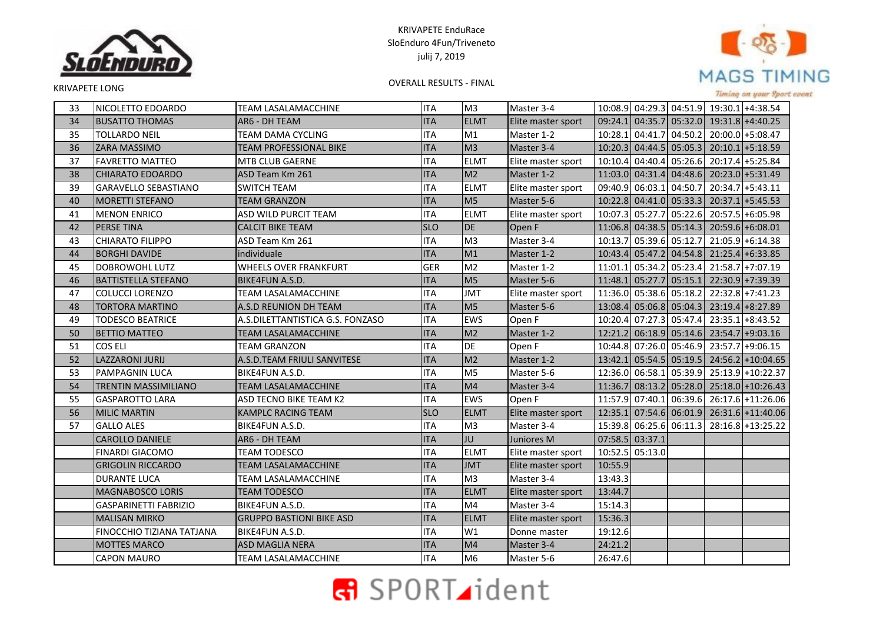KRIVAPETE EnduRace
SloEnduro 4Fun/Triveneto
julij 7, 2019

KRIVAPETE LONG

OVERALL RESULTS - FINAL

| | | | | | | | | | | |
|---|---|---|---|---|---|---|---|---|---|---|
| 33 | NICOLETTO EDOARDO | TEAM LASALAMACCHINE | ITA | M3 | Master 3-4 | 10:08.9 | 04:29.3 | 04:51.9 | 19:30.1 | +4:38.54 |
| 34 | BUSATTO THOMAS | AR6 - DH TEAM | ITA | ELMT | Elite master sport | 09:24.1 | 04:35.7 | 05:32.0 | 19:31.8 | +4:40.25 |
| 35 | TOLLARDO NEIL | TEAM DAMA CYCLING | ITA | M1 | Master 1-2 | 10:28.1 | 04:41.7 | 04:50.2 | 20:00.0 | +5:08.47 |
| 36 | ZARA MASSIMO | TEAM PROFESSIONAL BIKE | ITA | M3 | Master 3-4 | 10:20.3 | 04:44.5 | 05:05.3 | 20:10.1 | +5:18.59 |
| 37 | FAVRETTO MATTEO | MTB CLUB GAERNE | ITA | ELMT | Elite master sport | 10:10.4 | 04:40.4 | 05:26.6 | 20:17.4 | +5:25.84 |
| 38 | CHIARATO EDOARDO | ASD Team Km 261 | ITA | M2 | Master 1-2 | 11:03.0 | 04:31.4 | 04:48.6 | 20:23.0 | +5:31.49 |
| 39 | GARAVELLO SEBASTIANO | SWITCH TEAM | ITA | ELMT | Elite master sport | 09:40.9 | 06:03.1 | 04:50.7 | 20:34.7 | +5:43.11 |
| 40 | MORETTI STEFANO | TEAM GRANZON | ITA | M5 | Master 5-6 | 10:22.8 | 04:41.0 | 05:33.3 | 20:37.1 | +5:45.53 |
| 41 | MENON ENRICO | ASD WILD PURCIT TEAM | ITA | ELMT | Elite master sport | 10:07.3 | 05:27.7 | 05:22.6 | 20:57.5 | +6:05.98 |
| 42 | PERSE TINA | CALCIT BIKE TEAM | SLO | DE | Open F | 11:06.8 | 04:38.5 | 05:14.3 | 20:59.6 | +6:08.01 |
| 43 | CHIARATO FILIPPO | ASD Team Km 261 | ITA | M3 | Master 3-4 | 10:13.7 | 05:39.6 | 05:12.7 | 21:05.9 | +6:14.38 |
| 44 | BORGHI DAVIDE | individuale | ITA | M1 | Master 1-2 | 10:43.4 | 05:47.2 | 04:54.8 | 21:25.4 | +6:33.85 |
| 45 | DOBROWOHL LUTZ | WHEELS OVER FRANKFURT | GER | M2 | Master 1-2 | 11:01.1 | 05:34.2 | 05:23.4 | 21:58.7 | +7:07.19 |
| 46 | BATTISTELLA STEFANO | BIKE4FUN A.S.D. | ITA | M5 | Master 5-6 | 11:48.1 | 05:27.7 | 05:15.1 | 22:30.9 | +7:39.39 |
| 47 | COLUCCI LORENZO | TEAM LASALAMACCHINE | ITA | JMT | Elite master sport | 11:36.0 | 05:38.6 | 05:18.2 | 22:32.8 | +7:41.23 |
| 48 | TORTORA MARTINO | A.S.D REUNION DH TEAM | ITA | M5 | Master 5-6 | 13:08.4 | 05:06.8 | 05:04.3 | 23:19.4 | +8:27.89 |
| 49 | TODESCO BEATRICE | A.S.DILETTANTISTICA G.S. FONZASO | ITA | EWS | Open F | 10:20.4 | 07:27.3 | 05:47.4 | 23:35.1 | +8:43.52 |
| 50 | BETTIO MATTEO | TEAM LASALAMACCHINE | ITA | M2 | Master 1-2 | 12:21.2 | 06:18.9 | 05:14.6 | 23:54.7 | +9:03.16 |
| 51 | COS ELI | TEAM GRANZON | ITA | DE | Open F | 10:44.8 | 07:26.0 | 05:46.9 | 23:57.7 | +9:06.15 |
| 52 | LAZZARONI JURIJ | A.S.D.TEAM FRIULI SANVITESE | ITA | M2 | Master 1-2 | 13:42.1 | 05:54.5 | 05:19.5 | 24:56.2 | +10:04.65 |
| 53 | PAMPAGNIN LUCA | BIKE4FUN A.S.D. | ITA | M5 | Master 5-6 | 12:36.0 | 06:58.1 | 05:39.9 | 25:13.9 | +10:22.37 |
| 54 | TRENTIN MASSIMILIANO | TEAM LASALAMACCHINE | ITA | M4 | Master 3-4 | 11:36.7 | 08:13.2 | 05:28.0 | 25:18.0 | +10:26.43 |
| 55 | GASPAROTTO LARA | ASD TECNO BIKE TEAM K2 | ITA | EWS | Open F | 11:57.9 | 07:40.1 | 06:39.6 | 26:17.6 | +11:26.06 |
| 56 | MILIC MARTIN | KAMPLC RACING TEAM | SLO | ELMT | Elite master sport | 12:35.1 | 07:54.6 | 06:01.9 | 26:31.6 | +11:40.06 |
| 57 | GALLO ALES | BIKE4FUN A.S.D. | ITA | M3 | Master 3-4 | 15:39.8 | 06:25.6 | 06:11.3 | 28:16.8 | +13:25.22 |
| | CAROLLO DANIELE | AR6 - DH TEAM | ITA | JU | Juniores M | 07:58.5 | 03:37.1 | | | |
| | FINARDI GIACOMO | TEAM TODESCO | ITA | ELMT | Elite master sport | 10:52.5 | 05:13.0 | | | |
| | GRIGOLIN RICCARDO | TEAM LASALAMACCHINE | ITA | JMT | Elite master sport | 10:55.9 | | | | |
| | DURANTE LUCA | TEAM LASALAMACCHINE | ITA | M3 | Master 3-4 | 13:43.3 | | | | |
| | MAGNABOSCO LORIS | TEAM TODESCO | ITA | ELMT | Elite master sport | 13:44.7 | | | | |
| | GASPARINETTI FABRIZIO | BIKE4FUN A.S.D. | ITA | M4 | Master 3-4 | 15:14.3 | | | | |
| | MALISAN MIRKO | GRUPPO BASTIONI BIKE ASD | ITA | ELMT | Elite master sport | 15:36.3 | | | | |
| | FINOCCHIO TIZIANA TATJANA | BIKE4FUN A.S.D. | ITA | W1 | Donne master | 19:12.6 | | | | |
| | MOTTES MARCO | ASD MAGLIA NERA | ITA | M4 | Master 3-4 | 24:21.2 | | | | |
| | CAPON MAURO | TEAM LASALAMACCHINE | ITA | M6 | Master 5-6 | 26:47.6 | | | | |